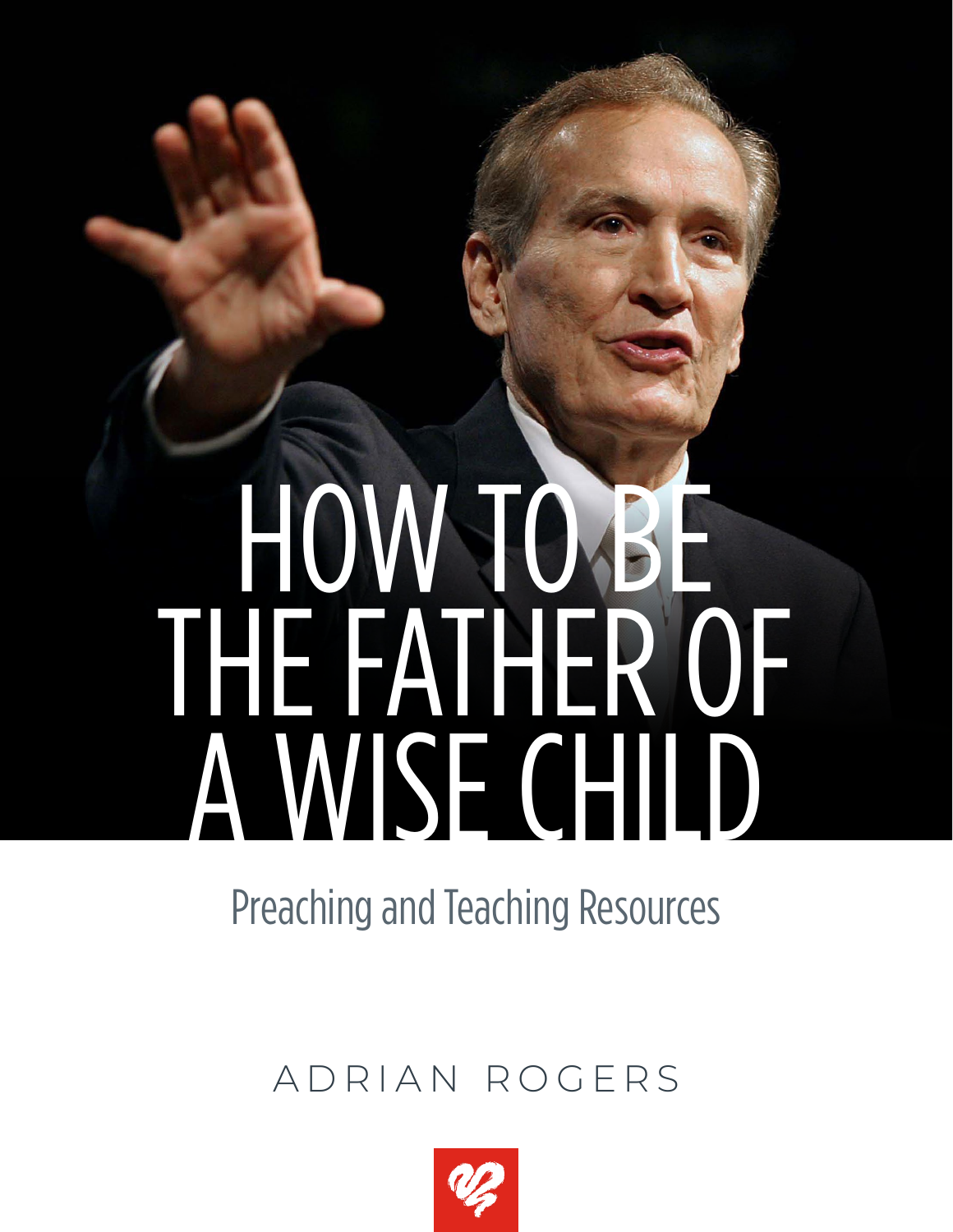# HOW TO BE THE FATHER OF A WISE CHILD

Preaching and Teaching Resources

ADRIAN ROGERS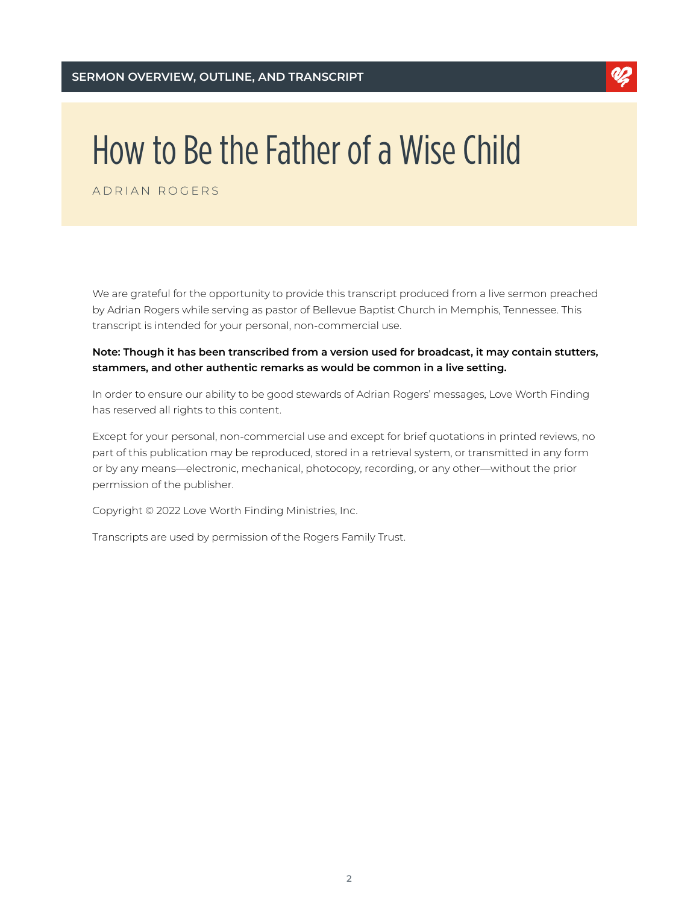SERMON OVERVIEW, OUTLINE, AND TRANSCRIPT

# How to Be the Father of a Wise Child

ADRIAN ROGERS

We are grateful for the opportunity to provide this transcript produced from a live sermon preached by Adrian Rogers while serving as pastor of Bellevue Baptist Church in Memphis, Tennessee. This transcript is intended for your personal, non-commercial use.

**Note: Though it has been transcribed from a version used for broadcast, it may contain stutters, stammers, and other authentic remarks as would be common in a live setting.**

In order to ensure our ability to be good stewards of Adrian Rogers' messages, Love Worth Finding has reserved all rights to this content.

Except for your personal, non-commercial use and except for brief quotations in printed reviews, no part of this publication may be reproduced, stored in a retrieval system, or transmitted in any form or by any means—electronic, mechanical, photocopy, recording, or any other—without the prior permission of the publisher.

Copyright © 2022 Love Worth Finding Ministries, Inc.

Transcripts are used by permission of the Rogers Family Trust.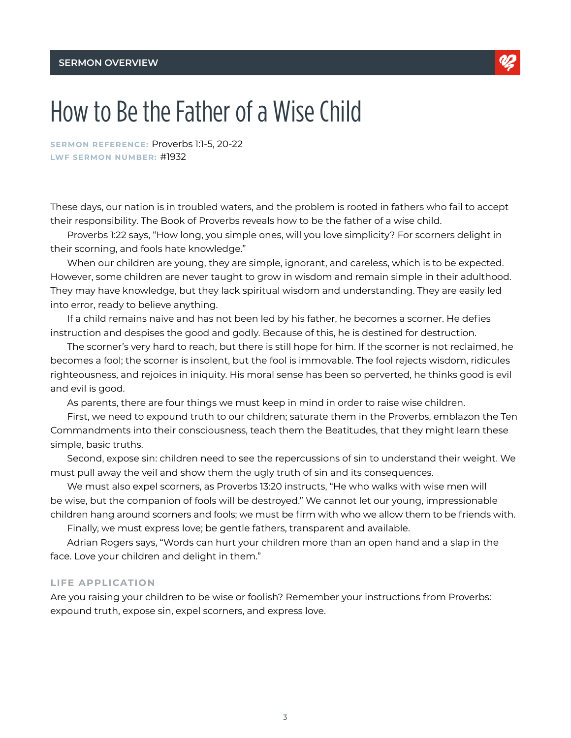## SERMON OVERVIEW

# How to Be the Father of a Wise Child

**SERMON REFERENCE:** Proverbs 1:1-5, 20-22
**LWF SERMON NUMBER:** #1932

These days, our nation is in troubled waters, and the problem is rooted in fathers who fail to accept their responsibility. The Book of Proverbs reveals how to be the father of a wise child.

Proverbs 1:22 says, "How long, you simple ones, will you love simplicity? For scorners delight in their scorning, and fools hate knowledge."

When our children are young, they are simple, ignorant, and careless, which is to be expected. However, some children are never taught to grow in wisdom and remain simple in their adulthood. They may have knowledge, but they lack spiritual wisdom and understanding. They are easily led into error, ready to believe anything.

If a child remains naive and has not been led by his father, he becomes a scorner. He defies instruction and despises the good and godly. Because of this, he is destined for destruction.

The scorner's very hard to reach, but there is still hope for him. If the scorner is not reclaimed, he becomes a fool; the scorner is insolent, but the fool is immovable. The fool rejects wisdom, ridicules righteousness, and rejoices in iniquity. His moral sense has been so perverted, he thinks good is evil and evil is good.

As parents, there are four things we must keep in mind in order to raise wise children.

First, we need to expound truth to our children; saturate them in the Proverbs, emblazon the Ten Commandments into their consciousness, teach them the Beatitudes, that they might learn these simple, basic truths.

Second, expose sin: children need to see the repercussions of sin to understand their weight. We must pull away the veil and show them the ugly truth of sin and its consequences.

We must also expel scorners, as Proverbs 13:20 instructs, "He who walks with wise men will be wise, but the companion of fools will be destroyed." We cannot let our young, impressionable children hang around scorners and fools; we must be firm with who we allow them to be friends with.

Finally, we must express love; be gentle fathers, transparent and available.

Adrian Rogers says, "Words can hurt your children more than an open hand and a slap in the face. Love your children and delight in them."

### LIFE APPLICATION

Are you raising your children to be wise or foolish? Remember your instructions from Proverbs: expound truth, expose sin, expel scorners, and express love.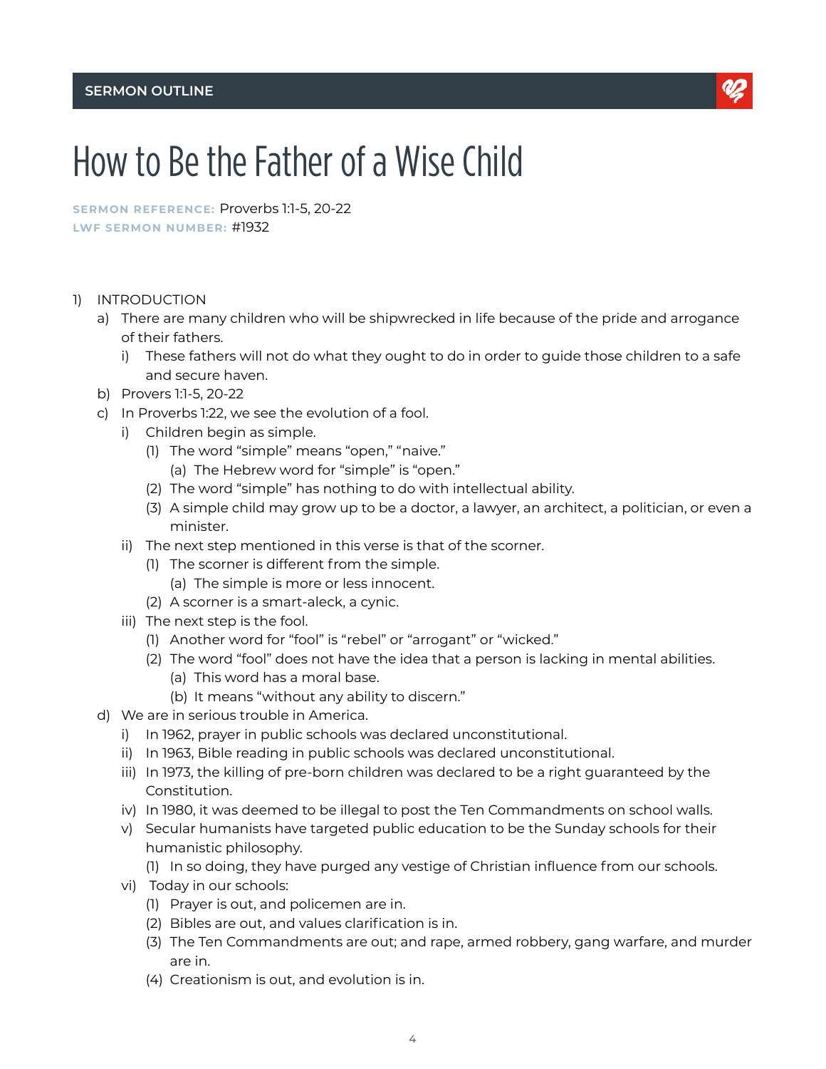SERMON OUTLINE

# How to Be the Father of a Wise Child

**SERMON REFERENCE:** Proverbs 1:1-5, 20-22
**LWF SERMON NUMBER:** #1932

1) INTRODUCTION
   a) There are many children who will be shipwrecked in life because of the pride and arrogance of their fathers.
      i) These fathers will not do what they ought to do in order to guide those children to a safe and secure haven.
   b) Provers 1:1-5, 20-22
   c) In Proverbs 1:22, we see the evolution of a fool.
      i) Children begin as simple.
         (1) The word "simple" means "open," "naive."
            (a) The Hebrew word for "simple" is "open."
         (2) The word "simple" has nothing to do with intellectual ability.
         (3) A simple child may grow up to be a doctor, a lawyer, an architect, a politician, or even a minister.
      ii) The next step mentioned in this verse is that of the scorner.
         (1) The scorner is different from the simple.
            (a) The simple is more or less innocent.
         (2) A scorner is a smart-aleck, a cynic.
      iii) The next step is the fool.
         (1) Another word for "fool" is "rebel" or "arrogant" or "wicked."
         (2) The word "fool" does not have the idea that a person is lacking in mental abilities.
            (a) This word has a moral base.
            (b) It means "without any ability to discern."
   d) We are in serious trouble in America.
      i) In 1962, prayer in public schools was declared unconstitutional.
      ii) In 1963, Bible reading in public schools was declared unconstitutional.
      iii) In 1973, the killing of pre-born children was declared to be a right guaranteed by the Constitution.
      iv) In 1980, it was deemed to be illegal to post the Ten Commandments on school walls.
      v) Secular humanists have targeted public education to be the Sunday schools for their humanistic philosophy.
         (1) In so doing, they have purged any vestige of Christian influence from our schools.
      vi) Today in our schools:
         (1) Prayer is out, and policemen are in.
         (2) Bibles are out, and values clarification is in.
         (3) The Ten Commandments are out; and rape, armed robbery, gang warfare, and murder are in.
         (4) Creationism is out, and evolution is in.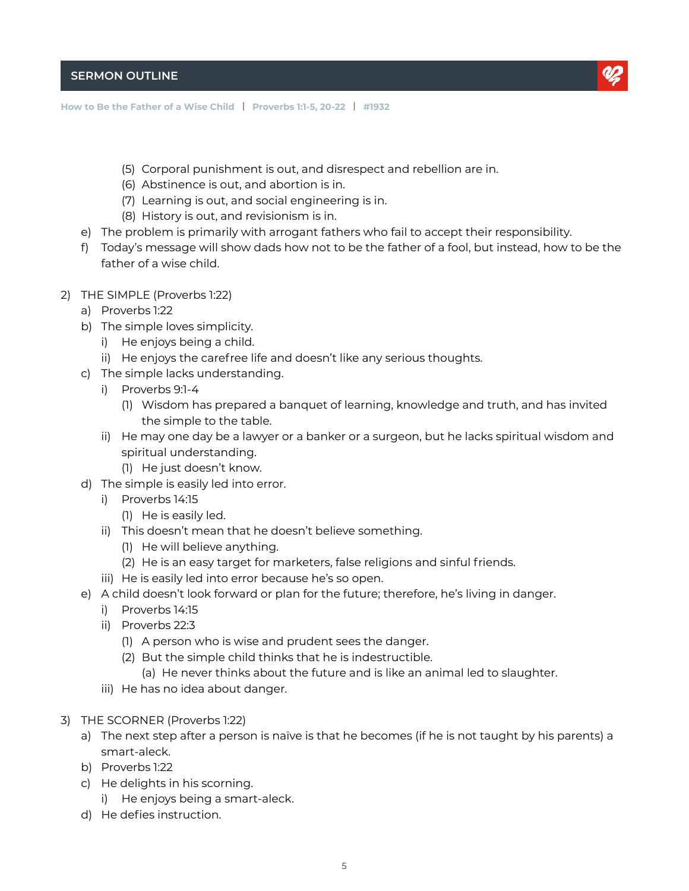(5) Corporal punishment is out, and disrespect and rebellion are in.
            (6) Abstinence is out, and abortion is in.
            (7) Learning is out, and social engineering is in.
            (8) History is out, and revisionism is in.
    e) The problem is primarily with arrogant fathers who fail to accept their responsibility.
    f) Today's message will show dads how not to be the father of a fool, but instead, how to be the father of a wise child.

2) THE SIMPLE (Proverbs 1:22)
    a) Proverbs 1:22
    b) The simple loves simplicity.
        i) He enjoys being a child.
        ii) He enjoys the carefree life and doesn't like any serious thoughts.
    c) The simple lacks understanding.
        i) Proverbs 9:1-4
            (1) Wisdom has prepared a banquet of learning, knowledge and truth, and has invited the simple to the table.
        ii) He may one day be a lawyer or a banker or a surgeon, but he lacks spiritual wisdom and spiritual understanding.
            (1) He just doesn't know.
    d) The simple is easily led into error.
        i) Proverbs 14:15
            (1) He is easily led.
        ii) This doesn't mean that he doesn't believe something.
            (1) He will believe anything.
            (2) He is an easy target for marketers, false religions and sinful friends.
        iii) He is easily led into error because he's so open.
    e) A child doesn't look forward or plan for the future; therefore, he's living in danger.
        i) Proverbs 14:15
        ii) Proverbs 22:3
            (1) A person who is wise and prudent sees the danger.
            (2) But the simple child thinks that he is indestructible.
                (a) He never thinks about the future and is like an animal led to slaughter.
        iii) He has no idea about danger.

3) THE SCORNER (Proverbs 1:22)
    a) The next step after a person is naïve is that he becomes (if he is not taught by his parents) a smart-aleck.
    b) Proverbs 1:22
    c) He delights in his scorning.
        i) He enjoys being a smart-aleck.
    d) He defies instruction.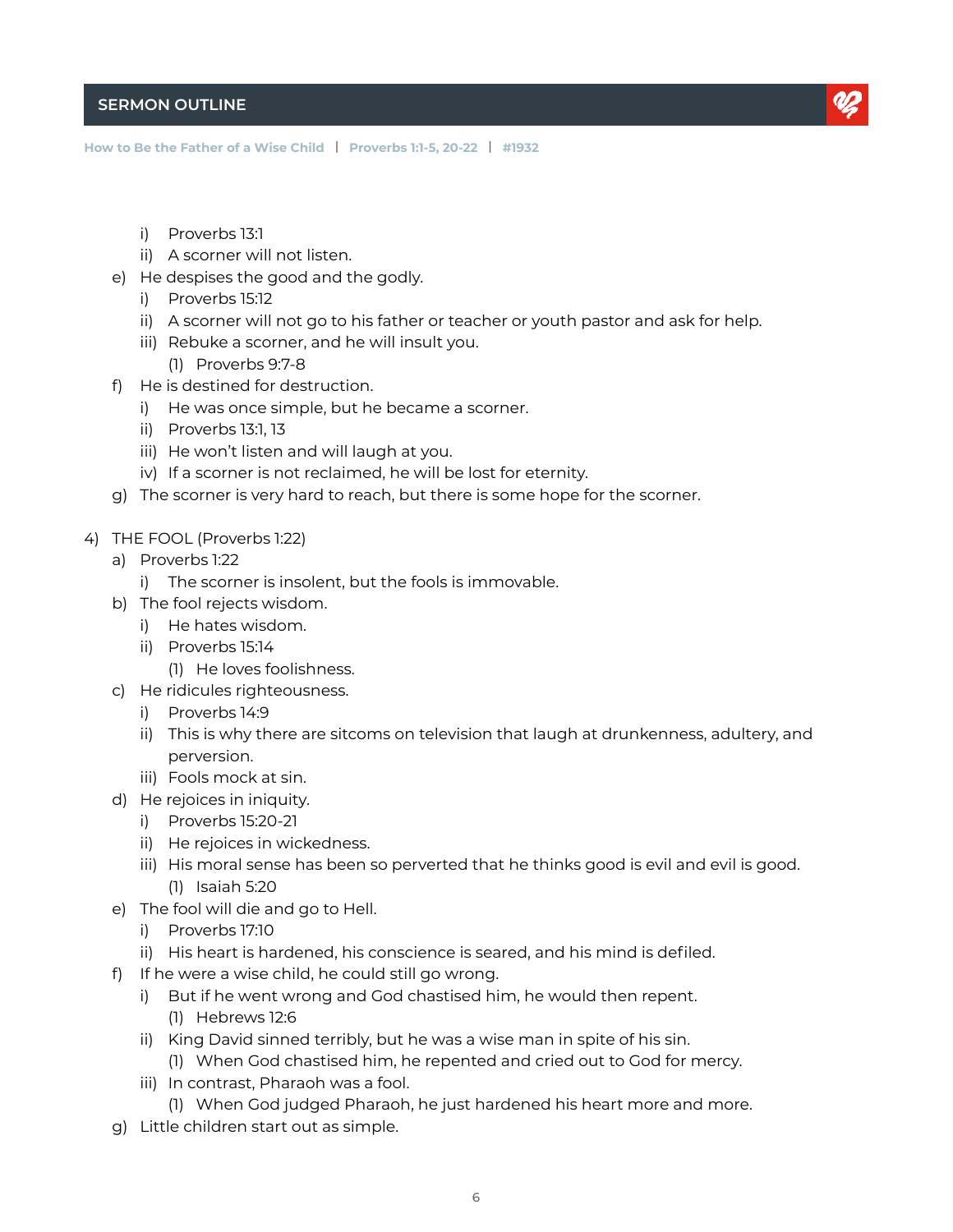i) Proverbs 13:1
    ii) A scorner will not listen.
  e) He despises the good and the godly.
    i) Proverbs 15:12
    ii) A scorner will not go to his father or teacher or youth pastor and ask for help.
    iii) Rebuke a scorner, and he will insult you.
      (1) Proverbs 9:7-8
  f) He is destined for destruction.
    i) He was once simple, but he became a scorner.
    ii) Proverbs 13:1, 13
    iii) He won't listen and will laugh at you.
    iv) If a scorner is not reclaimed, he will be lost for eternity.
  g) The scorner is very hard to reach, but there is some hope for the scorner.

4) THE FOOL (Proverbs 1:22)
  a) Proverbs 1:22
    i) The scorner is insolent, but the fools is immovable.
  b) The fool rejects wisdom.
    i) He hates wisdom.
    ii) Proverbs 15:14
      (1) He loves foolishness.
  c) He ridicules righteousness.
    i) Proverbs 14:9
    ii) This is why there are sitcoms on television that laugh at drunkenness, adultery, and perversion.
    iii) Fools mock at sin.
  d) He rejoices in iniquity.
    i) Proverbs 15:20-21
    ii) He rejoices in wickedness.
    iii) His moral sense has been so perverted that he thinks good is evil and evil is good.
      (1) Isaiah 5:20
  e) The fool will die and go to Hell.
    i) Proverbs 17:10
    ii) His heart is hardened, his conscience is seared, and his mind is defiled.
  f) If he were a wise child, he could still go wrong.
    i) But if he went wrong and God chastised him, he would then repent.
      (1) Hebrews 12:6
    ii) King David sinned terribly, but he was a wise man in spite of his sin.
      (1) When God chastised him, he repented and cried out to God for mercy.
    iii) In contrast, Pharaoh was a fool.
      (1) When God judged Pharaoh, he just hardened his heart more and more.
  g) Little children start out as simple.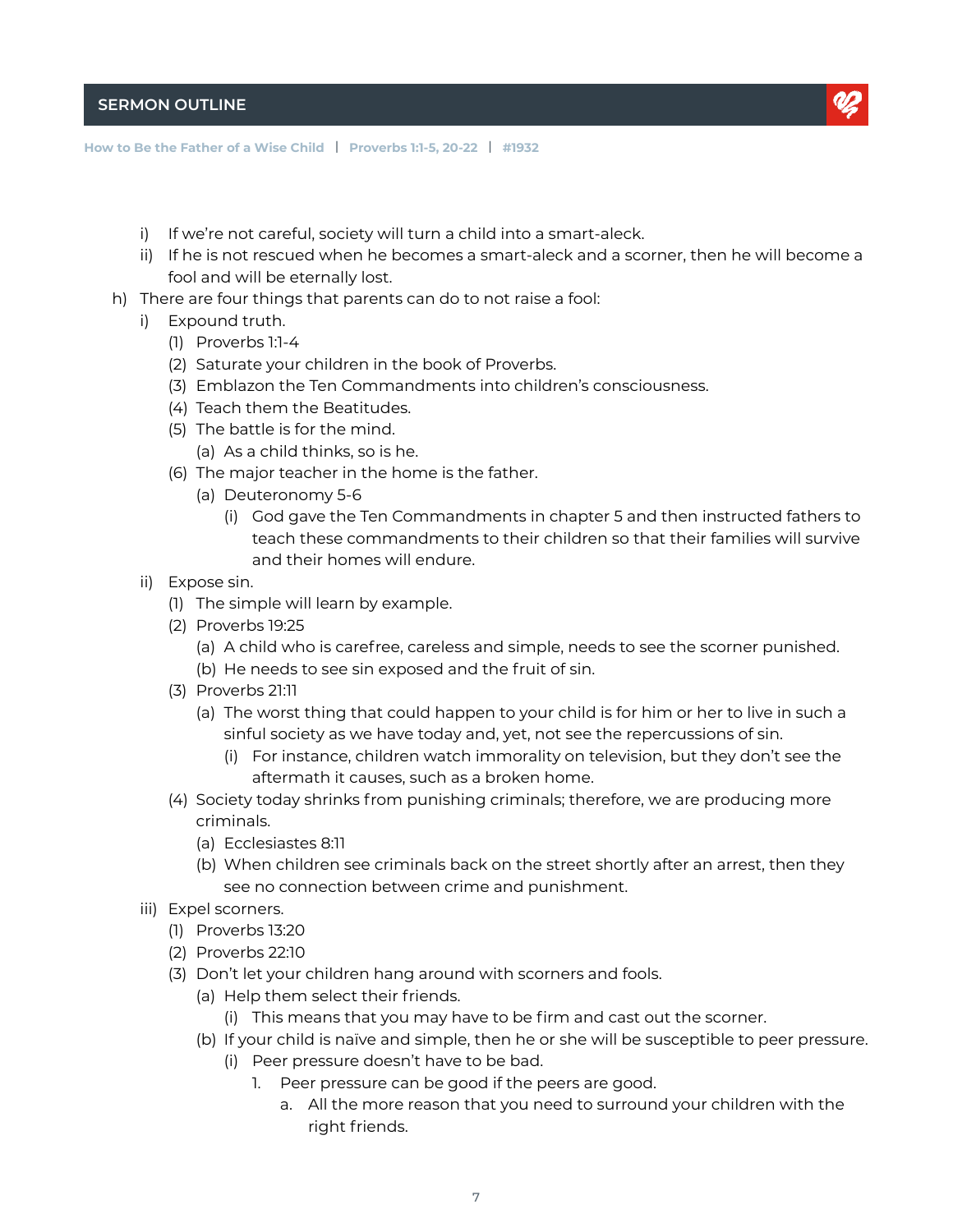- i) If we're not careful, society will turn a child into a smart-aleck.
- ii) If he is not rescued when he becomes a smart-aleck and a scorner, then he will become a fool and will be eternally lost.

h) There are four things that parents can do to not raise a fool:

- i) Expound truth.
    - (1) Proverbs 1:1-4
    - (2) Saturate your children in the book of Proverbs.
    - (3) Emblazon the Ten Commandments into children's consciousness.
    - (4) Teach them the Beatitudes.
    - (5) The battle is for the mind.
        - (a) As a child thinks, so is he.
    - (6) The major teacher in the home is the father.
        - (a) Deuteronomy 5-6
            - (i) God gave the Ten Commandments in chapter 5 and then instructed fathers to teach these commandments to their children so that their families will survive and their homes will endure.
- ii) Expose sin.
    - (1) The simple will learn by example.
    - (2) Proverbs 19:25
        - (a) A child who is carefree, careless and simple, needs to see the scorner punished.
        - (b) He needs to see sin exposed and the fruit of sin.
    - (3) Proverbs 21:11
        - (a) The worst thing that could happen to your child is for him or her to live in such a sinful society as we have today and, yet, not see the repercussions of sin.
            - (i) For instance, children watch immorality on television, but they don't see the aftermath it causes, such as a broken home.
    - (4) Society today shrinks from punishing criminals; therefore, we are producing more criminals.
        - (a) Ecclesiastes 8:11
        - (b) When children see criminals back on the street shortly after an arrest, then they see no connection between crime and punishment.
- iii) Expel scorners.
    - (1) Proverbs 13:20
    - (2) Proverbs 22:10
    - (3) Don't let your children hang around with scorners and fools.
        - (a) Help them select their friends.
            - (i) This means that you may have to be firm and cast out the scorner.
        - (b) If your child is naïve and simple, then he or she will be susceptible to peer pressure.
            - (i) Peer pressure doesn't have to be bad.
                1. Peer pressure can be good if the peers are good.
                    - a. All the more reason that you need to surround your children with the right friends.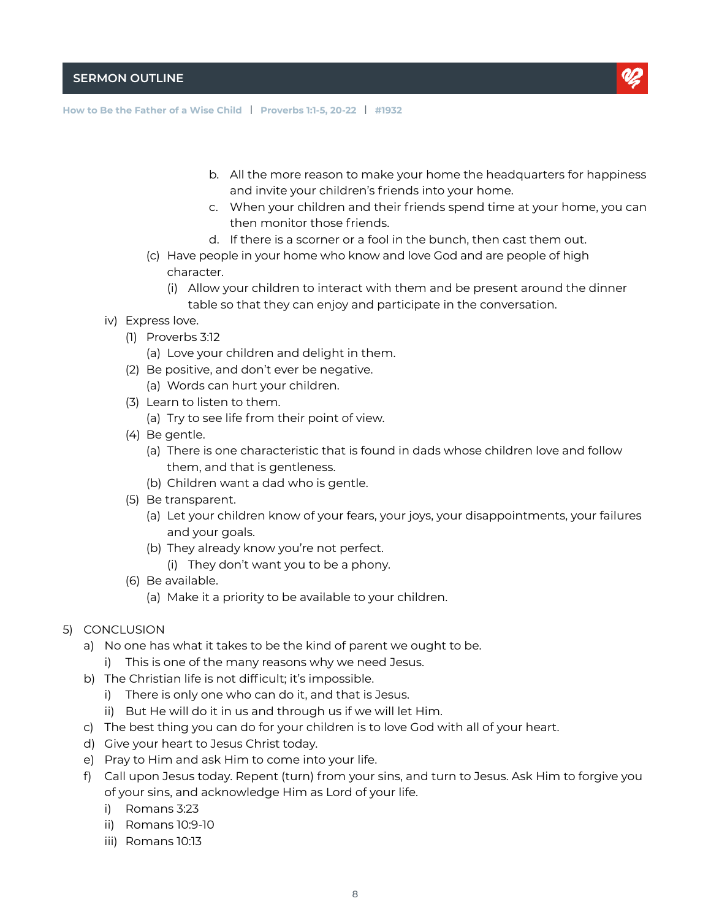b. All the more reason to make your home the headquarters for happiness and invite your children's friends into your home.
c. When your children and their friends spend time at your home, you can then monitor those friends.
d. If there is a scorner or a fool in the bunch, then cast them out.

(c) Have people in your home who know and love God and are people of high character.
- (i) Allow your children to interact with them and be present around the dinner table so that they can enjoy and participate in the conversation.

iv) Express love.
- (1) Proverbs 3:12
  - (a) Love your children and delight in them.
- (2) Be positive, and don't ever be negative.
  - (a) Words can hurt your children.
- (3) Learn to listen to them.
  - (a) Try to see life from their point of view.
- (4) Be gentle.
  - (a) There is one characteristic that is found in dads whose children love and follow them, and that is gentleness.
  - (b) Children want a dad who is gentle.
- (5) Be transparent.
  - (a) Let your children know of your fears, your joys, your disappointments, your failures and your goals.
  - (b) They already know you're not perfect.
    - (i) They don't want you to be a phony.
- (6) Be available.
  - (a) Make it a priority to be available to your children.

5) CONCLUSION
- a) No one has what it takes to be the kind of parent we ought to be.
  - i) This is one of the many reasons why we need Jesus.
- b) The Christian life is not difficult; it's impossible.
  - i) There is only one who can do it, and that is Jesus.
  - ii) But He will do it in us and through us if we will let Him.
- c) The best thing you can do for your children is to love God with all of your heart.
- d) Give your heart to Jesus Christ today.
- e) Pray to Him and ask Him to come into your life.
- f) Call upon Jesus today. Repent (turn) from your sins, and turn to Jesus. Ask Him to forgive you of your sins, and acknowledge Him as Lord of your life.
  - i) Romans 3:23
  - ii) Romans 10:9-10
  - iii) Romans 10:13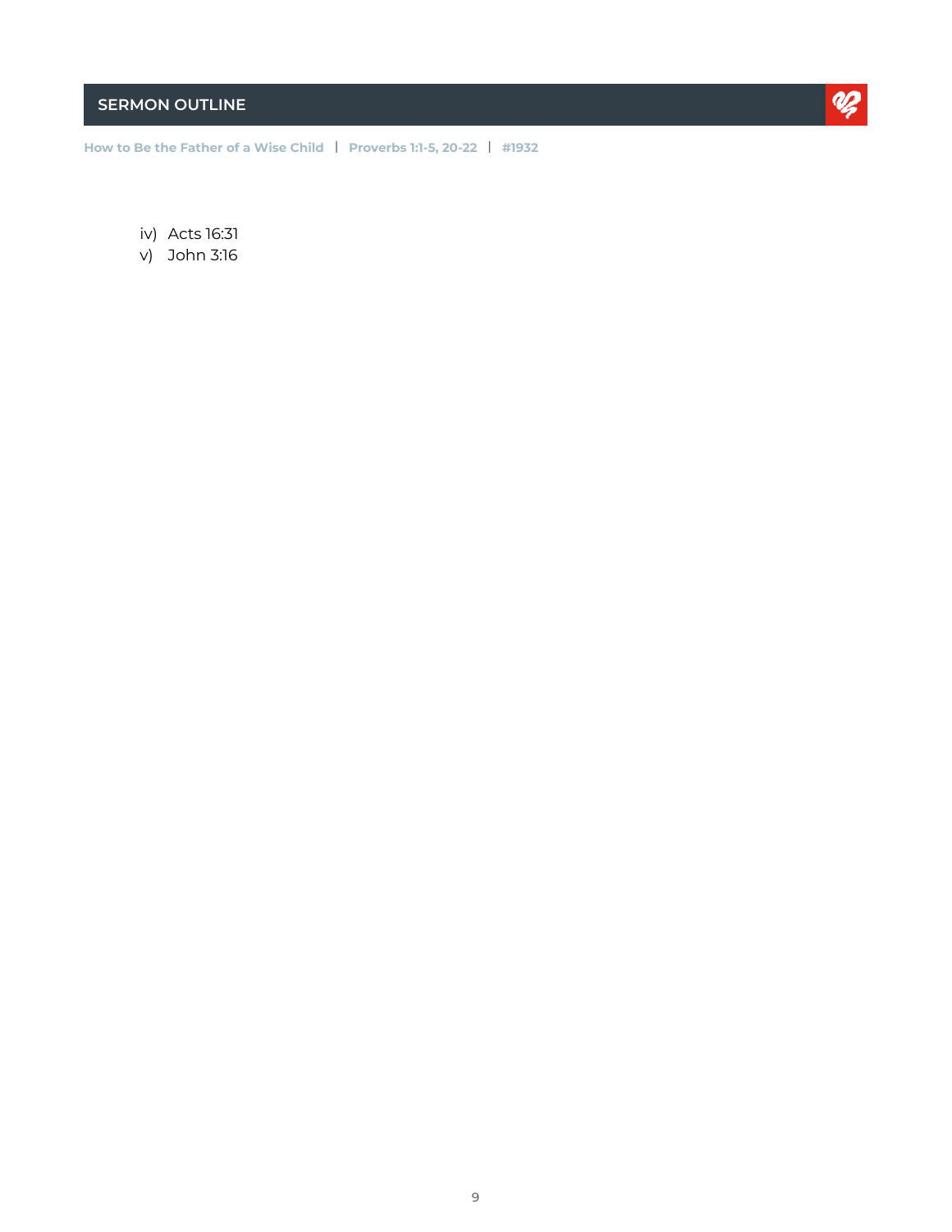iv) Acts 16:31
v) John 3:16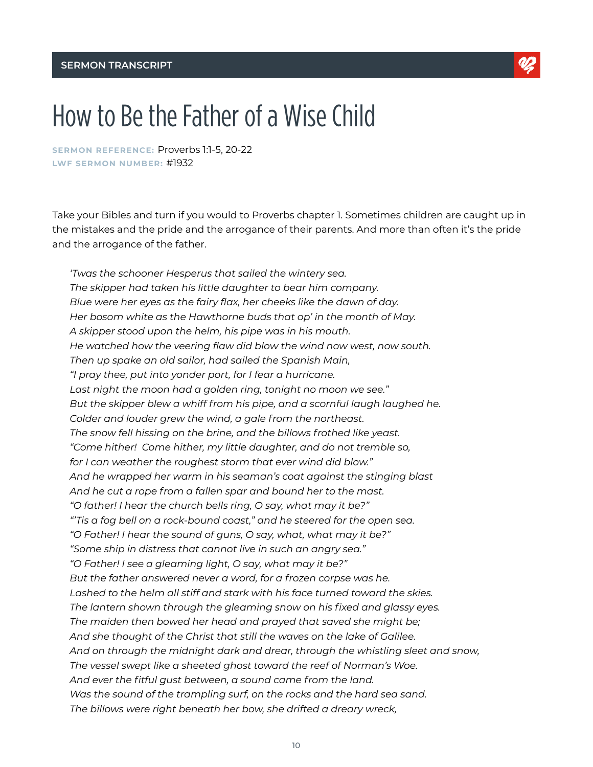SERMON TRANSCRIPT

# How to Be the Father of a Wise Child

**SERMON REFERENCE:** Proverbs 1:1-5, 20-22
**LWF SERMON NUMBER:** #1932

Take your Bibles and turn if you would to Proverbs chapter 1. Sometimes children are caught up in the mistakes and the pride and the arrogance of their parents. And more than often it's the pride and the arrogance of the father.

> *'Twas the schooner Hesperus that sailed the wintery sea.*
> *The skipper had taken his little daughter to bear him company.*
> *Blue were her eyes as the fairy flax, her cheeks like the dawn of day.*
> *Her bosom white as the Hawthorne buds that op' in the month of May.*
> *A skipper stood upon the helm, his pipe was in his mouth.*
> *He watched how the veering flaw did blow the wind now west, now south.*
> *Then up spake an old sailor, had sailed the Spanish Main,*
> *"I pray thee, put into yonder port, for I fear a hurricane.*
> *Last night the moon had a golden ring, tonight no moon we see."*
> *But the skipper blew a whiff from his pipe, and a scornful laugh laughed he.*
> *Colder and louder grew the wind, a gale from the northeast.*
> *The snow fell hissing on the brine, and the billows frothed like yeast.*
> *"Come hither! Come hither, my little daughter, and do not tremble so,*
> *for I can weather the roughest storm that ever wind did blow."*
> *And he wrapped her warm in his seaman's coat against the stinging blast*
> *And he cut a rope from a fallen spar and bound her to the mast.*
> *"O father! I hear the church bells ring, O say, what may it be?"*
> *"'Tis a fog bell on a rock-bound coast," and he steered for the open sea.*
> *"O Father! I hear the sound of guns, O say, what, what may it be?"*
> *"Some ship in distress that cannot live in such an angry sea."*
> *"O Father! I see a gleaming light, O say, what may it be?"*
> *But the father answered never a word, for a frozen corpse was he.*
> *Lashed to the helm all stiff and stark with his face turned toward the skies.*
> *The lantern shown through the gleaming snow on his fixed and glassy eyes.*
> *The maiden then bowed her head and prayed that saved she might be;*
> *And she thought of the Christ that still the waves on the lake of Galilee.*
> *And on through the midnight dark and drear, through the whistling sleet and snow,*
> *The vessel swept like a sheeted ghost toward the reef of Norman's Woe.*
> *And ever the fitful gust between, a sound came from the land.*
> *Was the sound of the trampling surf, on the rocks and the hard sea sand.*
> *The billows were right beneath her bow, she drifted a dreary wreck,*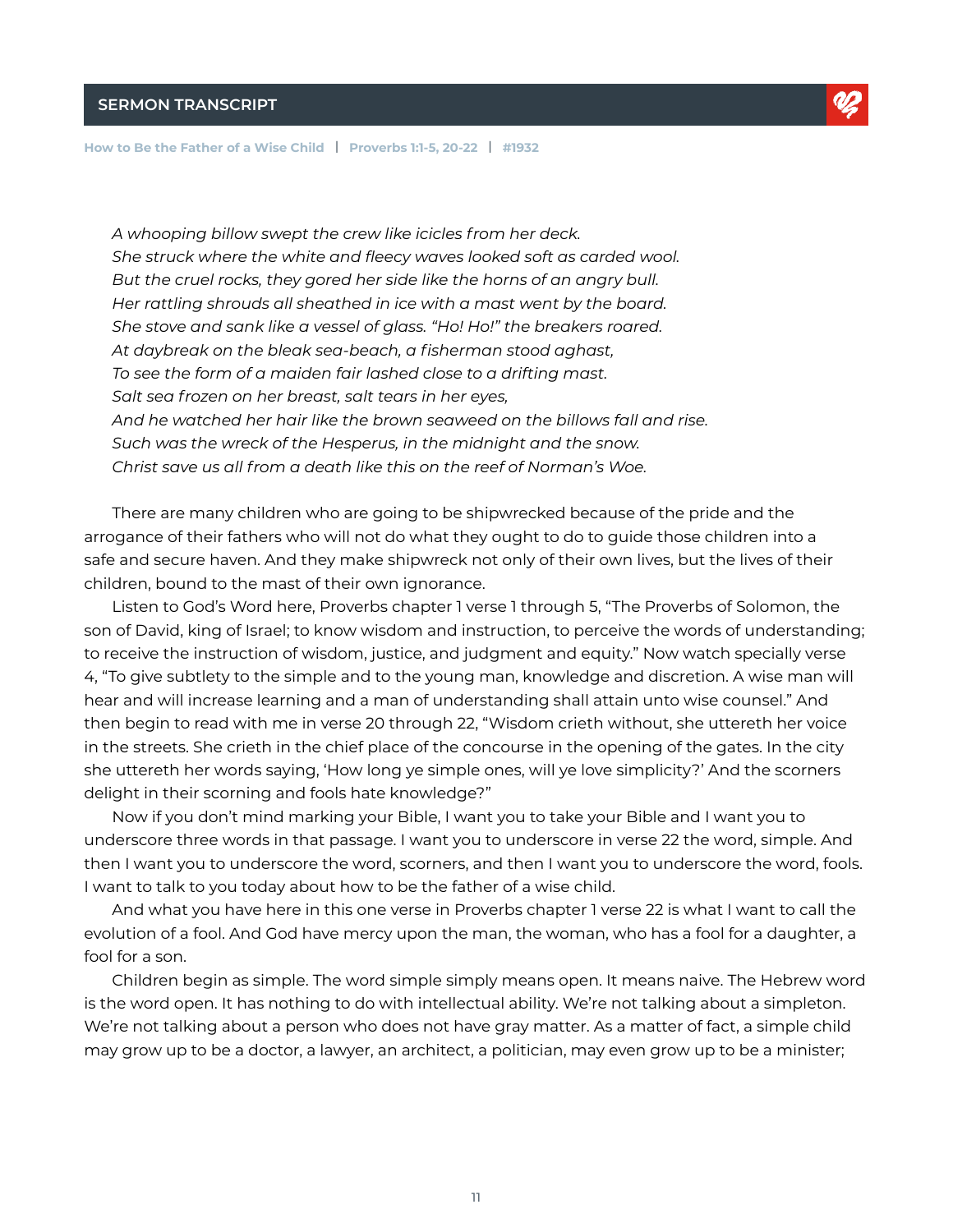*A whooping billow swept the crew like icicles from her deck.*
*She struck where the white and fleecy waves looked soft as carded wool.*
*But the cruel rocks, they gored her side like the horns of an angry bull.*
*Her rattling shrouds all sheathed in ice with a mast went by the board.*
*She stove and sank like a vessel of glass. "Ho! Ho!" the breakers roared.*
*At daybreak on the bleak sea-beach, a fisherman stood aghast,*
*To see the form of a maiden fair lashed close to a drifting mast.*
*Salt sea frozen on her breast, salt tears in her eyes,*
*And he watched her hair like the brown seaweed on the billows fall and rise.*
*Such was the wreck of the Hesperus, in the midnight and the snow.*
*Christ save us all from a death like this on the reef of Norman's Woe.*

There are many children who are going to be shipwrecked because of the pride and the arrogance of their fathers who will not do what they ought to do to guide those children into a safe and secure haven. And they make shipwreck not only of their own lives, but the lives of their children, bound to the mast of their own ignorance.

Listen to God's Word here, Proverbs chapter 1 verse 1 through 5, "The Proverbs of Solomon, the son of David, king of Israel; to know wisdom and instruction, to perceive the words of understanding; to receive the instruction of wisdom, justice, and judgment and equity." Now watch specially verse 4, "To give subtlety to the simple and to the young man, knowledge and discretion. A wise man will hear and will increase learning and a man of understanding shall attain unto wise counsel." And then begin to read with me in verse 20 through 22, "Wisdom crieth without, she uttereth her voice in the streets. She crieth in the chief place of the concourse in the opening of the gates. In the city she uttereth her words saying, 'How long ye simple ones, will ye love simplicity?' And the scorners delight in their scorning and fools hate knowledge?"

Now if you don't mind marking your Bible, I want you to take your Bible and I want you to underscore three words in that passage. I want you to underscore in verse 22 the word, simple. And then I want you to underscore the word, scorners, and then I want you to underscore the word, fools. I want to talk to you today about how to be the father of a wise child.

And what you have here in this one verse in Proverbs chapter 1 verse 22 is what I want to call the evolution of a fool. And God have mercy upon the man, the woman, who has a fool for a daughter, a fool for a son.

Children begin as simple. The word simple simply means open. It means naive. The Hebrew word is the word open. It has nothing to do with intellectual ability. We're not talking about a simpleton. We're not talking about a person who does not have gray matter. As a matter of fact, a simple child may grow up to be a doctor, a lawyer, an architect, a politician, may even grow up to be a minister;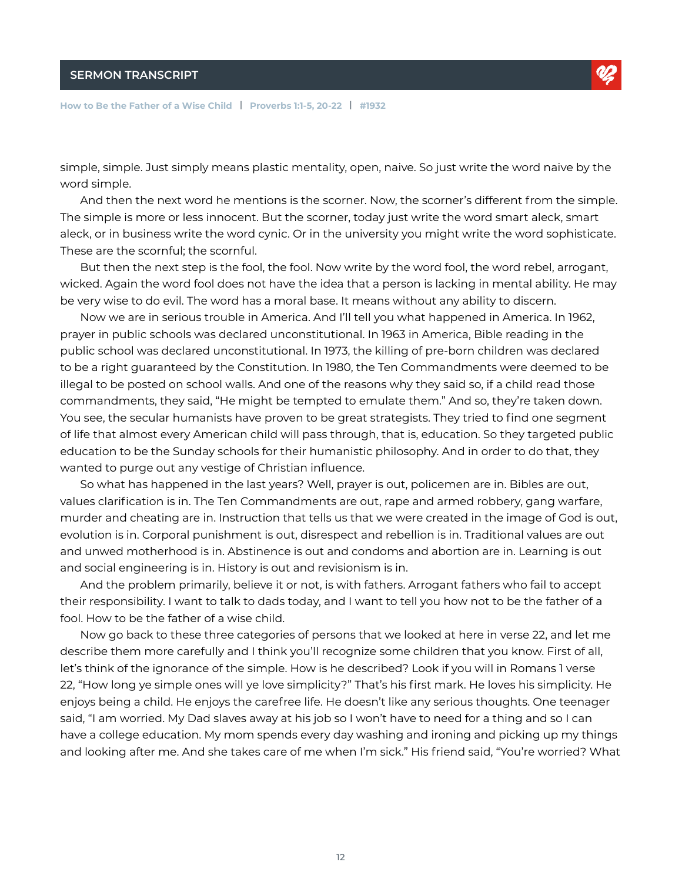simple, simple. Just simply means plastic mentality, open, naive. So just write the word naive by the word simple.

And then the next word he mentions is the scorner. Now, the scorner's different from the simple. The simple is more or less innocent. But the scorner, today just write the word smart aleck, smart aleck, or in business write the word cynic. Or in the university you might write the word sophisticate. These are the scornful; the scornful.

But then the next step is the fool, the fool. Now write by the word fool, the word rebel, arrogant, wicked. Again the word fool does not have the idea that a person is lacking in mental ability. He may be very wise to do evil. The word has a moral base. It means without any ability to discern.

Now we are in serious trouble in America. And I'll tell you what happened in America. In 1962, prayer in public schools was declared unconstitutional. In 1963 in America, Bible reading in the public school was declared unconstitutional. In 1973, the killing of pre-born children was declared to be a right guaranteed by the Constitution. In 1980, the Ten Commandments were deemed to be illegal to be posted on school walls. And one of the reasons why they said so, if a child read those commandments, they said, "He might be tempted to emulate them." And so, they're taken down. You see, the secular humanists have proven to be great strategists. They tried to find one segment of life that almost every American child will pass through, that is, education. So they targeted public education to be the Sunday schools for their humanistic philosophy. And in order to do that, they wanted to purge out any vestige of Christian influence.

So what has happened in the last years? Well, prayer is out, policemen are in. Bibles are out, values clarification is in. The Ten Commandments are out, rape and armed robbery, gang warfare, murder and cheating are in. Instruction that tells us that we were created in the image of God is out, evolution is in. Corporal punishment is out, disrespect and rebellion is in. Traditional values are out and unwed motherhood is in. Abstinence is out and condoms and abortion are in. Learning is out and social engineering is in. History is out and revisionism is in.

And the problem primarily, believe it or not, is with fathers. Arrogant fathers who fail to accept their responsibility. I want to talk to dads today, and I want to tell you how not to be the father of a fool. How to be the father of a wise child.

Now go back to these three categories of persons that we looked at here in verse 22, and let me describe them more carefully and I think you'll recognize some children that you know. First of all, let's think of the ignorance of the simple. How is he described? Look if you will in Romans 1 verse 22, "How long ye simple ones will ye love simplicity?" That's his first mark. He loves his simplicity. He enjoys being a child. He enjoys the carefree life. He doesn't like any serious thoughts. One teenager said, "I am worried. My Dad slaves away at his job so I won't have to need for a thing and so I can have a college education. My mom spends every day washing and ironing and picking up my things and looking after me. And she takes care of me when I'm sick." His friend said, "You're worried? What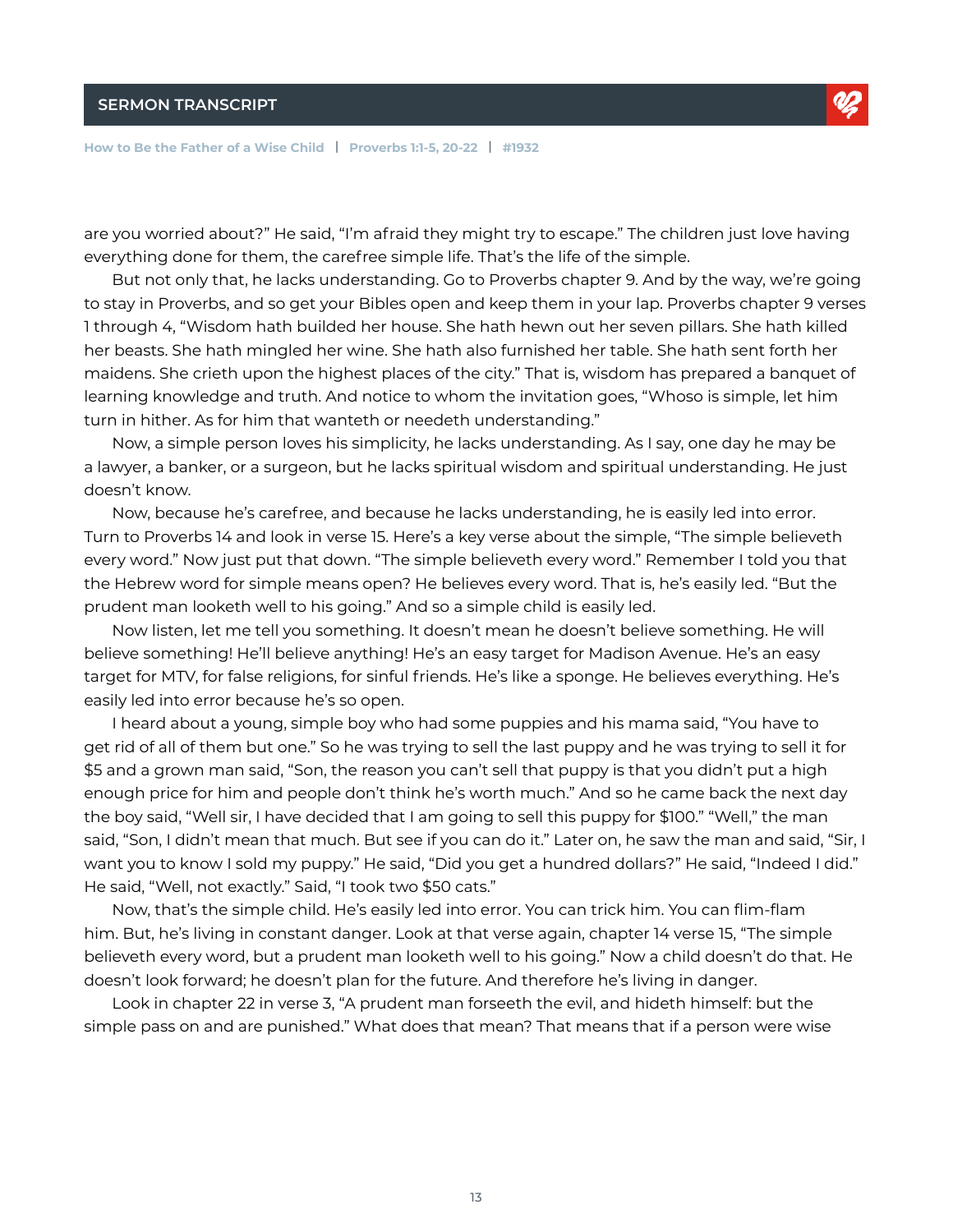are you worried about?" He said, "I'm afraid they might try to escape." The children just love having everything done for them, the carefree simple life. That's the life of the simple.

But not only that, he lacks understanding. Go to Proverbs chapter 9. And by the way, we're going to stay in Proverbs, and so get your Bibles open and keep them in your lap. Proverbs chapter 9 verses 1 through 4, "Wisdom hath builded her house. She hath hewn out her seven pillars. She hath killed her beasts. She hath mingled her wine. She hath also furnished her table. She hath sent forth her maidens. She crieth upon the highest places of the city." That is, wisdom has prepared a banquet of learning knowledge and truth. And notice to whom the invitation goes, "Whoso is simple, let him turn in hither. As for him that wanteth or needeth understanding."

Now, a simple person loves his simplicity, he lacks understanding. As I say, one day he may be a lawyer, a banker, or a surgeon, but he lacks spiritual wisdom and spiritual understanding. He just doesn't know.

Now, because he's carefree, and because he lacks understanding, he is easily led into error. Turn to Proverbs 14 and look in verse 15. Here's a key verse about the simple, "The simple believeth every word." Now just put that down. "The simple believeth every word." Remember I told you that the Hebrew word for simple means open? He believes every word. That is, he's easily led. "But the prudent man looketh well to his going." And so a simple child is easily led.

Now listen, let me tell you something. It doesn't mean he doesn't believe something. He will believe something! He'll believe anything! He's an easy target for Madison Avenue. He's an easy target for MTV, for false religions, for sinful friends. He's like a sponge. He believes everything. He's easily led into error because he's so open.

I heard about a young, simple boy who had some puppies and his mama said, "You have to get rid of all of them but one." So he was trying to sell the last puppy and he was trying to sell it for $5 and a grown man said, "Son, the reason you can't sell that puppy is that you didn't put a high enough price for him and people don't think he's worth much." And so he came back the next day the boy said, "Well sir, I have decided that I am going to sell this puppy for $100." "Well," the man said, "Son, I didn't mean that much. But see if you can do it." Later on, he saw the man and said, "Sir, I want you to know I sold my puppy." He said, "Did you get a hundred dollars?" He said, "Indeed I did." He said, "Well, not exactly." Said, "I took two $50 cats."

Now, that's the simple child. He's easily led into error. You can trick him. You can flim-flam him. But, he's living in constant danger. Look at that verse again, chapter 14 verse 15, "The simple believeth every word, but a prudent man looketh well to his going." Now a child doesn't do that. He doesn't look forward; he doesn't plan for the future. And therefore he's living in danger.

Look in chapter 22 in verse 3, "A prudent man forseeth the evil, and hideth himself: but the simple pass on and are punished." What does that mean? That means that if a person were wise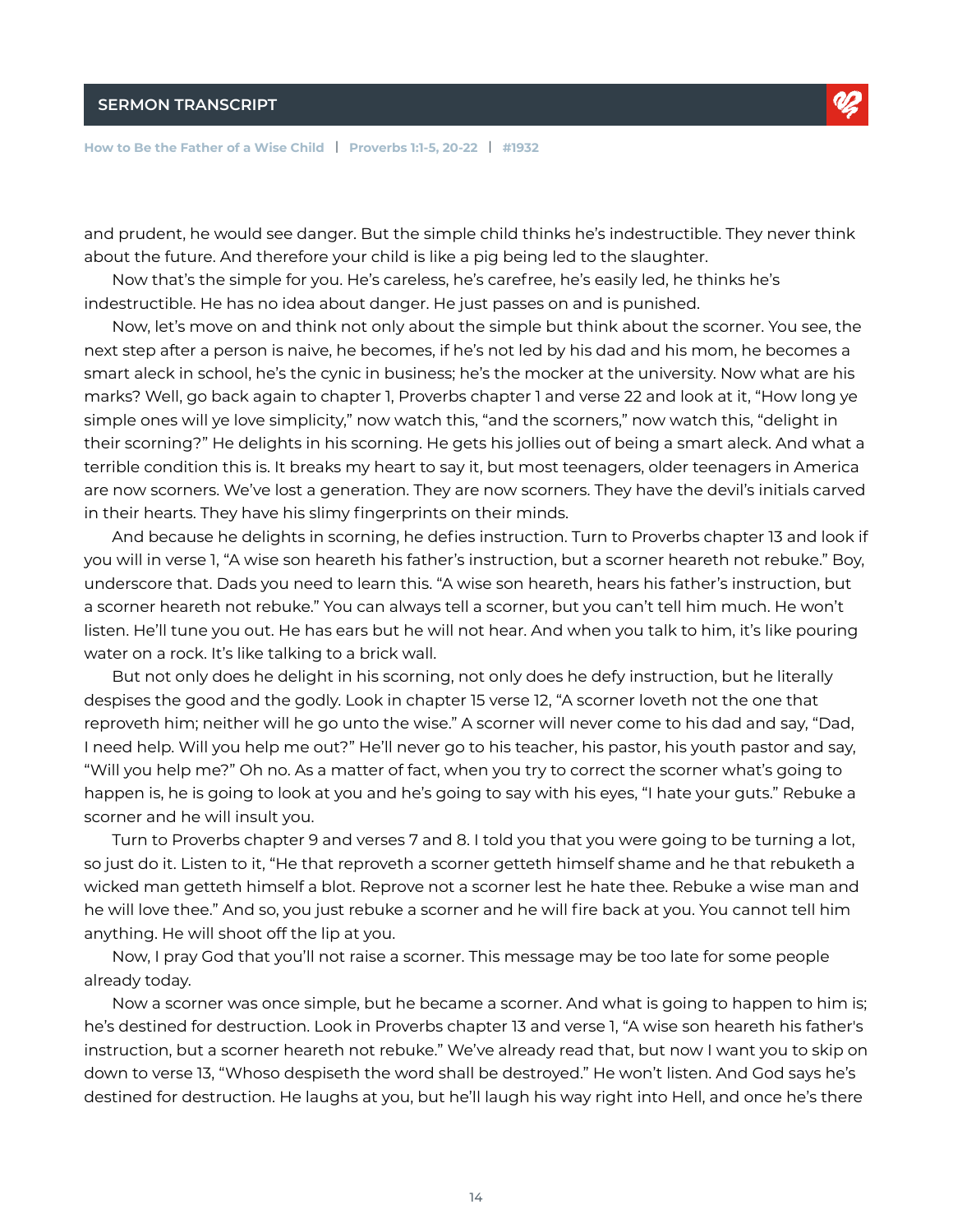and prudent, he would see danger. But the simple child thinks he's indestructible. They never think about the future. And therefore your child is like a pig being led to the slaughter.

Now that's the simple for you. He's careless, he's carefree, he's easily led, he thinks he's indestructible. He has no idea about danger. He just passes on and is punished.

Now, let's move on and think not only about the simple but think about the scorner. You see, the next step after a person is naive, he becomes, if he's not led by his dad and his mom, he becomes a smart aleck in school, he's the cynic in business; he's the mocker at the university. Now what are his marks? Well, go back again to chapter 1, Proverbs chapter 1 and verse 22 and look at it, "How long ye simple ones will ye love simplicity," now watch this, "and the scorners," now watch this, "delight in their scorning?" He delights in his scorning. He gets his jollies out of being a smart aleck. And what a terrible condition this is. It breaks my heart to say it, but most teenagers, older teenagers in America are now scorners. We've lost a generation. They are now scorners. They have the devil's initials carved in their hearts. They have his slimy fingerprints on their minds.

And because he delights in scorning, he defies instruction. Turn to Proverbs chapter 13 and look if you will in verse 1, "A wise son heareth his father's instruction, but a scorner heareth not rebuke." Boy, underscore that. Dads you need to learn this. "A wise son heareth, hears his father's instruction, but a scorner heareth not rebuke." You can always tell a scorner, but you can't tell him much. He won't listen. He'll tune you out. He has ears but he will not hear. And when you talk to him, it's like pouring water on a rock. It's like talking to a brick wall.

But not only does he delight in his scorning, not only does he defy instruction, but he literally despises the good and the godly. Look in chapter 15 verse 12, "A scorner loveth not the one that reproveth him; neither will he go unto the wise." A scorner will never come to his dad and say, "Dad, I need help. Will you help me out?" He'll never go to his teacher, his pastor, his youth pastor and say, "Will you help me?" Oh no. As a matter of fact, when you try to correct the scorner what's going to happen is, he is going to look at you and he's going to say with his eyes, "I hate your guts." Rebuke a scorner and he will insult you.

Turn to Proverbs chapter 9 and verses 7 and 8. I told you that you were going to be turning a lot, so just do it. Listen to it, "He that reproveth a scorner getteth himself shame and he that rebuketh a wicked man getteth himself a blot. Reprove not a scorner lest he hate thee. Rebuke a wise man and he will love thee." And so, you just rebuke a scorner and he will fire back at you. You cannot tell him anything. He will shoot off the lip at you.

Now, I pray God that you'll not raise a scorner. This message may be too late for some people already today.

Now a scorner was once simple, but he became a scorner. And what is going to happen to him is; he's destined for destruction. Look in Proverbs chapter 13 and verse 1, "A wise son heareth his father's instruction, but a scorner heareth not rebuke." We've already read that, but now I want you to skip on down to verse 13, "Whoso despiseth the word shall be destroyed." He won't listen. And God says he's destined for destruction. He laughs at you, but he'll laugh his way right into Hell, and once he's there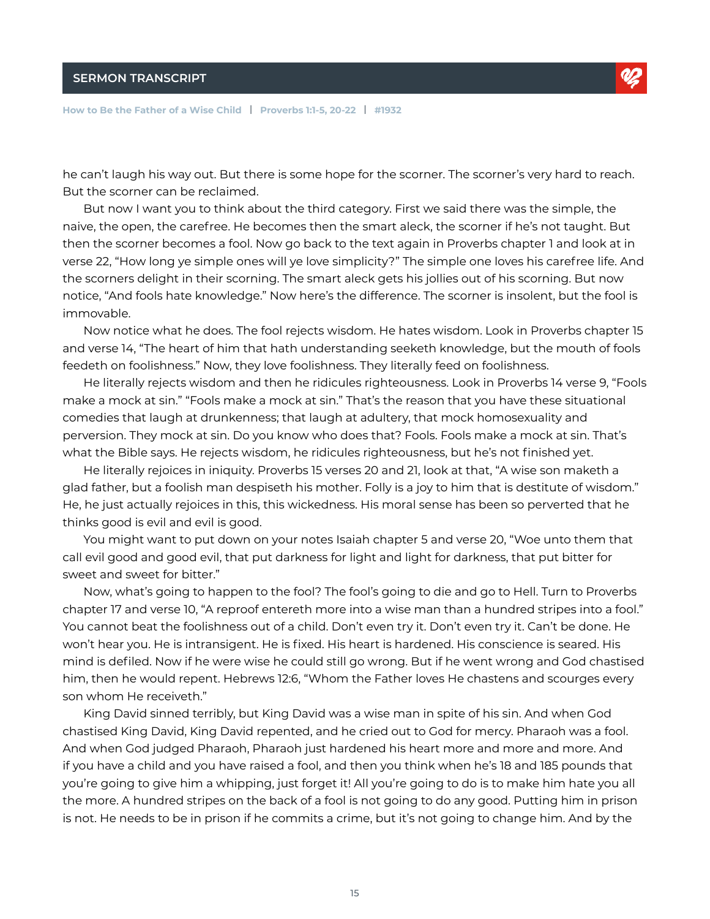he can't laugh his way out. But there is some hope for the scorner. The scorner's very hard to reach. But the scorner can be reclaimed.

But now I want you to think about the third category. First we said there was the simple, the naive, the open, the carefree. He becomes then the smart aleck, the scorner if he's not taught. But then the scorner becomes a fool. Now go back to the text again in Proverbs chapter 1 and look at in verse 22, "How long ye simple ones will ye love simplicity?" The simple one loves his carefree life. And the scorners delight in their scorning. The smart aleck gets his jollies out of his scorning. But now notice, "And fools hate knowledge." Now here's the difference. The scorner is insolent, but the fool is immovable.

Now notice what he does. The fool rejects wisdom. He hates wisdom. Look in Proverbs chapter 15 and verse 14, "The heart of him that hath understanding seeketh knowledge, but the mouth of fools feedeth on foolishness." Now, they love foolishness. They literally feed on foolishness.

He literally rejects wisdom and then he ridicules righteousness. Look in Proverbs 14 verse 9, "Fools make a mock at sin." "Fools make a mock at sin." That's the reason that you have these situational comedies that laugh at drunkenness; that laugh at adultery, that mock homosexuality and perversion. They mock at sin. Do you know who does that? Fools. Fools make a mock at sin. That's what the Bible says. He rejects wisdom, he ridicules righteousness, but he's not finished yet.

He literally rejoices in iniquity. Proverbs 15 verses 20 and 21, look at that, "A wise son maketh a glad father, but a foolish man despiseth his mother. Folly is a joy to him that is destitute of wisdom." He, he just actually rejoices in this, this wickedness. His moral sense has been so perverted that he thinks good is evil and evil is good.

You might want to put down on your notes Isaiah chapter 5 and verse 20, "Woe unto them that call evil good and good evil, that put darkness for light and light for darkness, that put bitter for sweet and sweet for bitter."

Now, what's going to happen to the fool? The fool's going to die and go to Hell. Turn to Proverbs chapter 17 and verse 10, "A reproof entereth more into a wise man than a hundred stripes into a fool." You cannot beat the foolishness out of a child. Don't even try it. Don't even try it. Can't be done. He won't hear you. He is intransigent. He is fixed. His heart is hardened. His conscience is seared. His mind is defiled. Now if he were wise he could still go wrong. But if he went wrong and God chastised him, then he would repent. Hebrews 12:6, "Whom the Father loves He chastens and scourges every son whom He receiveth."

King David sinned terribly, but King David was a wise man in spite of his sin. And when God chastised King David, King David repented, and he cried out to God for mercy. Pharaoh was a fool. And when God judged Pharaoh, Pharaoh just hardened his heart more and more and more. And if you have a child and you have raised a fool, and then you think when he's 18 and 185 pounds that you're going to give him a whipping, just forget it! All you're going to do is to make him hate you all the more. A hundred stripes on the back of a fool is not going to do any good. Putting him in prison is not. He needs to be in prison if he commits a crime, but it's not going to change him. And by the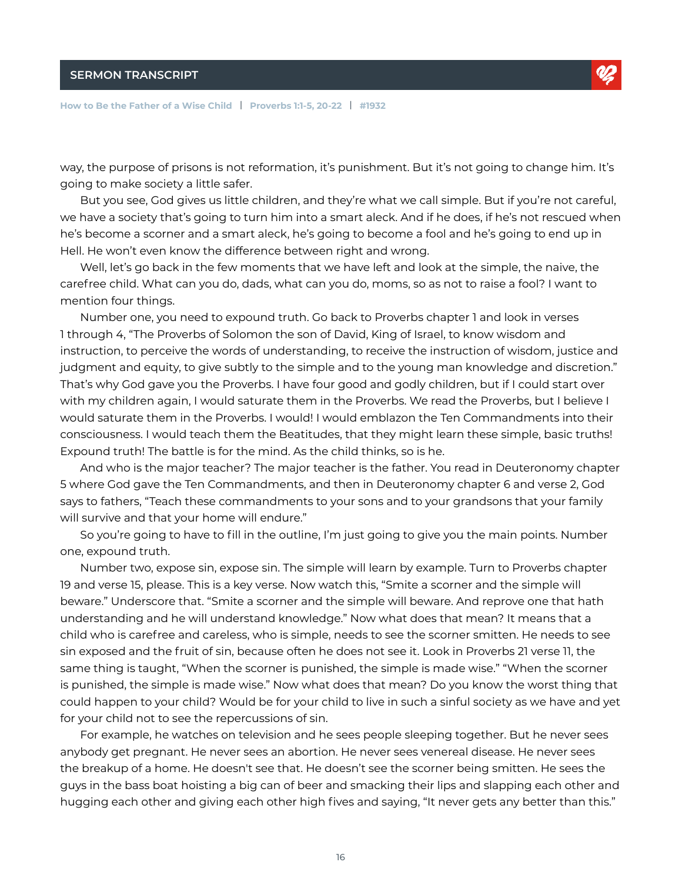way, the purpose of prisons is not reformation, it's punishment. But it's not going to change him. It's going to make society a little safer.

But you see, God gives us little children, and they're what we call simple. But if you're not careful, we have a society that's going to turn him into a smart aleck. And if he does, if he's not rescued when he's become a scorner and a smart aleck, he's going to become a fool and he's going to end up in Hell. He won't even know the difference between right and wrong.

Well, let's go back in the few moments that we have left and look at the simple, the naive, the carefree child. What can you do, dads, what can you do, moms, so as not to raise a fool? I want to mention four things.

Number one, you need to expound truth. Go back to Proverbs chapter 1 and look in verses 1 through 4, "The Proverbs of Solomon the son of David, King of Israel, to know wisdom and instruction, to perceive the words of understanding, to receive the instruction of wisdom, justice and judgment and equity, to give subtly to the simple and to the young man knowledge and discretion." That's why God gave you the Proverbs. I have four good and godly children, but if I could start over with my children again, I would saturate them in the Proverbs. We read the Proverbs, but I believe I would saturate them in the Proverbs. I would! I would emblazon the Ten Commandments into their consciousness. I would teach them the Beatitudes, that they might learn these simple, basic truths! Expound truth! The battle is for the mind. As the child thinks, so is he.

And who is the major teacher? The major teacher is the father. You read in Deuteronomy chapter 5 where God gave the Ten Commandments, and then in Deuteronomy chapter 6 and verse 2, God says to fathers, "Teach these commandments to your sons and to your grandsons that your family will survive and that your home will endure."

So you're going to have to fill in the outline, I'm just going to give you the main points. Number one, expound truth.

Number two, expose sin, expose sin. The simple will learn by example. Turn to Proverbs chapter 19 and verse 15, please. This is a key verse. Now watch this, "Smite a scorner and the simple will beware." Underscore that. "Smite a scorner and the simple will beware. And reprove one that hath understanding and he will understand knowledge." Now what does that mean? It means that a child who is carefree and careless, who is simple, needs to see the scorner smitten. He needs to see sin exposed and the fruit of sin, because often he does not see it. Look in Proverbs 21 verse 11, the same thing is taught, "When the scorner is punished, the simple is made wise." "When the scorner is punished, the simple is made wise." Now what does that mean? Do you know the worst thing that could happen to your child? Would be for your child to live in such a sinful society as we have and yet for your child not to see the repercussions of sin.

For example, he watches on television and he sees people sleeping together. But he never sees anybody get pregnant. He never sees an abortion. He never sees venereal disease. He never sees the breakup of a home. He doesn't see that. He doesn't see the scorner being smitten. He sees the guys in the bass boat hoisting a big can of beer and smacking their lips and slapping each other and hugging each other and giving each other high fives and saying, "It never gets any better than this."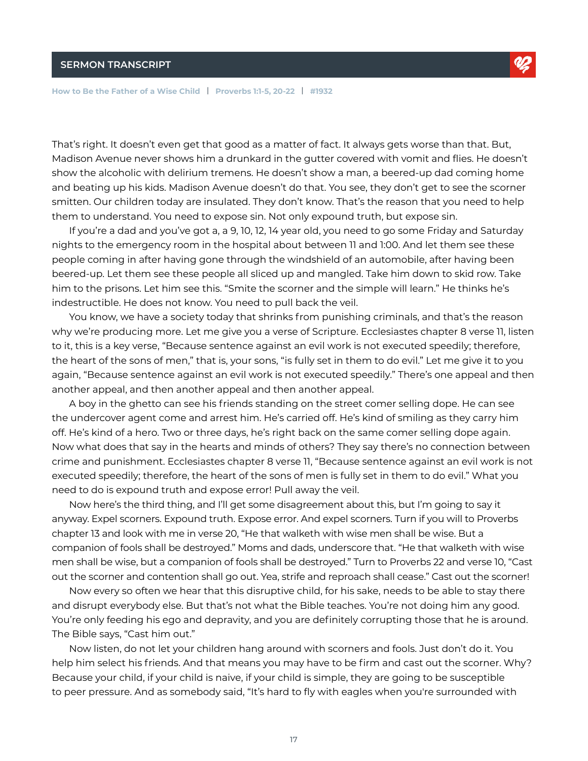That's right. It doesn't even get that good as a matter of fact. It always gets worse than that. But, Madison Avenue never shows him a drunkard in the gutter covered with vomit and flies. He doesn't show the alcoholic with delirium tremens. He doesn't show a man, a beered-up dad coming home and beating up his kids. Madison Avenue doesn't do that. You see, they don't get to see the scorner smitten. Our children today are insulated. They don't know. That's the reason that you need to help them to understand. You need to expose sin. Not only expound truth, but expose sin.

If you're a dad and you've got a, a 9, 10, 12, 14 year old, you need to go some Friday and Saturday nights to the emergency room in the hospital about between 11 and 1:00. And let them see these people coming in after having gone through the windshield of an automobile, after having been beered-up. Let them see these people all sliced up and mangled. Take him down to skid row. Take him to the prisons. Let him see this. "Smite the scorner and the simple will learn." He thinks he's indestructible. He does not know. You need to pull back the veil.

You know, we have a society today that shrinks from punishing criminals, and that's the reason why we're producing more. Let me give you a verse of Scripture. Ecclesiastes chapter 8 verse 11, listen to it, this is a key verse, "Because sentence against an evil work is not executed speedily; therefore, the heart of the sons of men," that is, your sons, "is fully set in them to do evil." Let me give it to you again, "Because sentence against an evil work is not executed speedily." There's one appeal and then another appeal, and then another appeal and then another appeal.

A boy in the ghetto can see his friends standing on the street comer selling dope. He can see the undercover agent come and arrest him. He's carried off. He's kind of smiling as they carry him off. He's kind of a hero. Two or three days, he's right back on the same comer selling dope again. Now what does that say in the hearts and minds of others? They say there's no connection between crime and punishment. Ecclesiastes chapter 8 verse 11, "Because sentence against an evil work is not executed speedily; therefore, the heart of the sons of men is fully set in them to do evil." What you need to do is expound truth and expose error! Pull away the veil.

Now here's the third thing, and I'll get some disagreement about this, but I'm going to say it anyway. Expel scorners. Expound truth. Expose error. And expel scorners. Turn if you will to Proverbs chapter 13 and look with me in verse 20, "He that walketh with wise men shall be wise. But a companion of fools shall be destroyed." Moms and dads, underscore that. "He that walketh with wise men shall be wise, but a companion of fools shall be destroyed." Turn to Proverbs 22 and verse 10, "Cast out the scorner and contention shall go out. Yea, strife and reproach shall cease." Cast out the scorner!

Now every so often we hear that this disruptive child, for his sake, needs to be able to stay there and disrupt everybody else. But that's not what the Bible teaches. You're not doing him any good. You're only feeding his ego and depravity, and you are definitely corrupting those that he is around. The Bible says, "Cast him out."

Now listen, do not let your children hang around with scorners and fools. Just don't do it. You help him select his friends. And that means you may have to be firm and cast out the scorner. Why? Because your child, if your child is naive, if your child is simple, they are going to be susceptible to peer pressure. And as somebody said, "It's hard to fly with eagles when you're surrounded with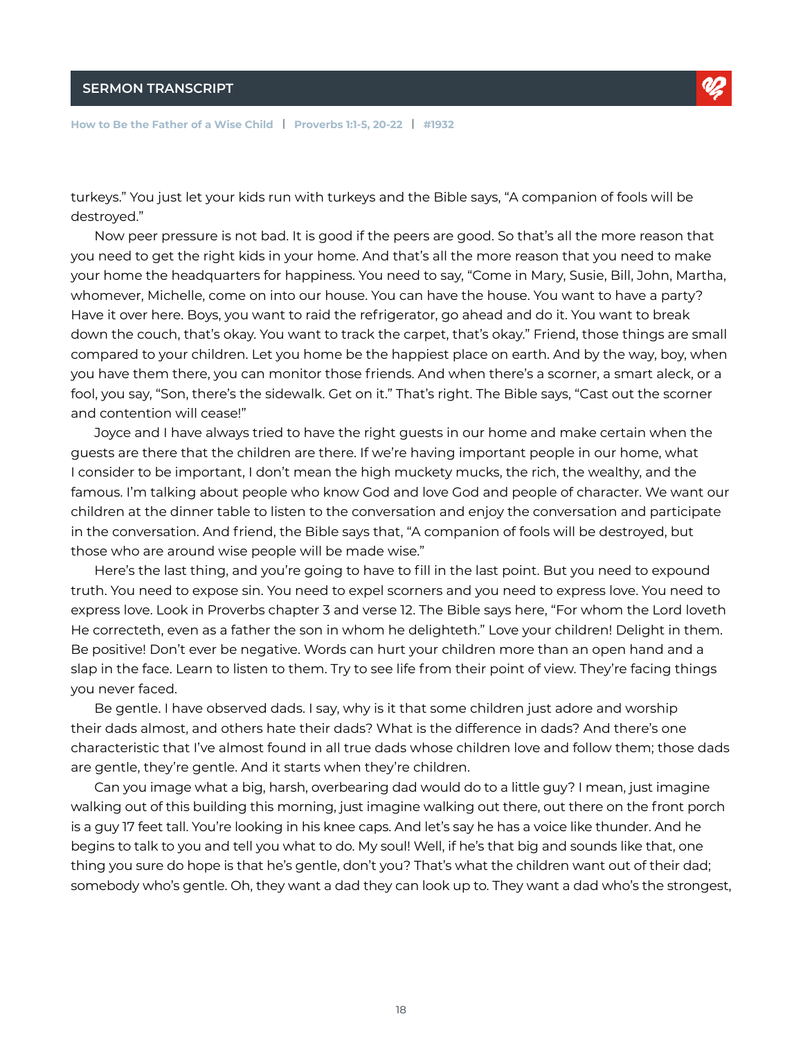turkeys." You just let your kids run with turkeys and the Bible says, "A companion of fools will be destroyed."

Now peer pressure is not bad. It is good if the peers are good. So that's all the more reason that you need to get the right kids in your home. And that's all the more reason that you need to make your home the headquarters for happiness. You need to say, "Come in Mary, Susie, Bill, John, Martha, whomever, Michelle, come on into our house. You can have the house. You want to have a party? Have it over here. Boys, you want to raid the refrigerator, go ahead and do it. You want to break down the couch, that's okay. You want to track the carpet, that's okay." Friend, those things are small compared to your children. Let you home be the happiest place on earth. And by the way, boy, when you have them there, you can monitor those friends. And when there's a scorner, a smart aleck, or a fool, you say, "Son, there's the sidewalk. Get on it." That's right. The Bible says, "Cast out the scorner and contention will cease!"

Joyce and I have always tried to have the right guests in our home and make certain when the guests are there that the children are there. If we're having important people in our home, what I consider to be important, I don't mean the high muckety mucks, the rich, the wealthy, and the famous. I'm talking about people who know God and love God and people of character. We want our children at the dinner table to listen to the conversation and enjoy the conversation and participate in the conversation. And friend, the Bible says that, "A companion of fools will be destroyed, but those who are around wise people will be made wise."

Here's the last thing, and you're going to have to fill in the last point. But you need to expound truth. You need to expose sin. You need to expel scorners and you need to express love. You need to express love. Look in Proverbs chapter 3 and verse 12. The Bible says here, "For whom the Lord loveth He correcteth, even as a father the son in whom he delighteth." Love your children! Delight in them. Be positive! Don't ever be negative. Words can hurt your children more than an open hand and a slap in the face. Learn to listen to them. Try to see life from their point of view. They're facing things you never faced.

Be gentle. I have observed dads. I say, why is it that some children just adore and worship their dads almost, and others hate their dads? What is the difference in dads? And there's one characteristic that I've almost found in all true dads whose children love and follow them; those dads are gentle, they're gentle. And it starts when they're children.

Can you image what a big, harsh, overbearing dad would do to a little guy? I mean, just imagine walking out of this building this morning, just imagine walking out there, out there on the front porch is a guy 17 feet tall. You're looking in his knee caps. And let's say he has a voice like thunder. And he begins to talk to you and tell you what to do. My soul! Well, if he's that big and sounds like that, one thing you sure do hope is that he's gentle, don't you? That's what the children want out of their dad; somebody who's gentle. Oh, they want a dad they can look up to. They want a dad who's the strongest,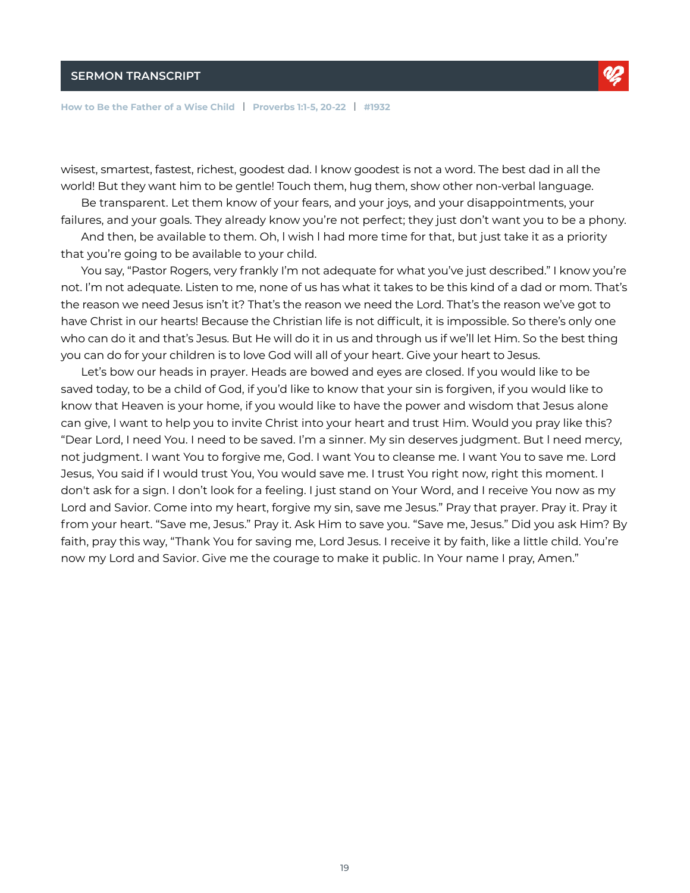wisest, smartest, fastest, richest, goodest dad. I know goodest is not a word. The best dad in all the world! But they want him to be gentle! Touch them, hug them, show other non-verbal language.

Be transparent. Let them know of your fears, and your joys, and your disappointments, your failures, and your goals. They already know you're not perfect; they just don't want you to be a phony.

And then, be available to them. Oh, I wish I had more time for that, but just take it as a priority that you're going to be available to your child.

You say, "Pastor Rogers, very frankly I'm not adequate for what you've just described." I know you're not. I'm not adequate. Listen to me, none of us has what it takes to be this kind of a dad or mom. That's the reason we need Jesus isn't it? That's the reason we need the Lord. That's the reason we've got to have Christ in our hearts! Because the Christian life is not difficult, it is impossible. So there's only one who can do it and that's Jesus. But He will do it in us and through us if we'll let Him. So the best thing you can do for your children is to love God will all of your heart. Give your heart to Jesus.

Let's bow our heads in prayer. Heads are bowed and eyes are closed. If you would like to be saved today, to be a child of God, if you'd like to know that your sin is forgiven, if you would like to know that Heaven is your home, if you would like to have the power and wisdom that Jesus alone can give, I want to help you to invite Christ into your heart and trust Him. Would you pray like this? "Dear Lord, I need You. I need to be saved. I'm a sinner. My sin deserves judgment. But I need mercy, not judgment. I want You to forgive me, God. I want You to cleanse me. I want You to save me. Lord Jesus, You said if I would trust You, You would save me. I trust You right now, right this moment. I don't ask for a sign. I don't look for a feeling. I just stand on Your Word, and I receive You now as my Lord and Savior. Come into my heart, forgive my sin, save me Jesus." Pray that prayer. Pray it. Pray it from your heart. "Save me, Jesus." Pray it. Ask Him to save you. "Save me, Jesus." Did you ask Him? By faith, pray this way, "Thank You for saving me, Lord Jesus. I receive it by faith, like a little child. You're now my Lord and Savior. Give me the courage to make it public. In Your name I pray, Amen."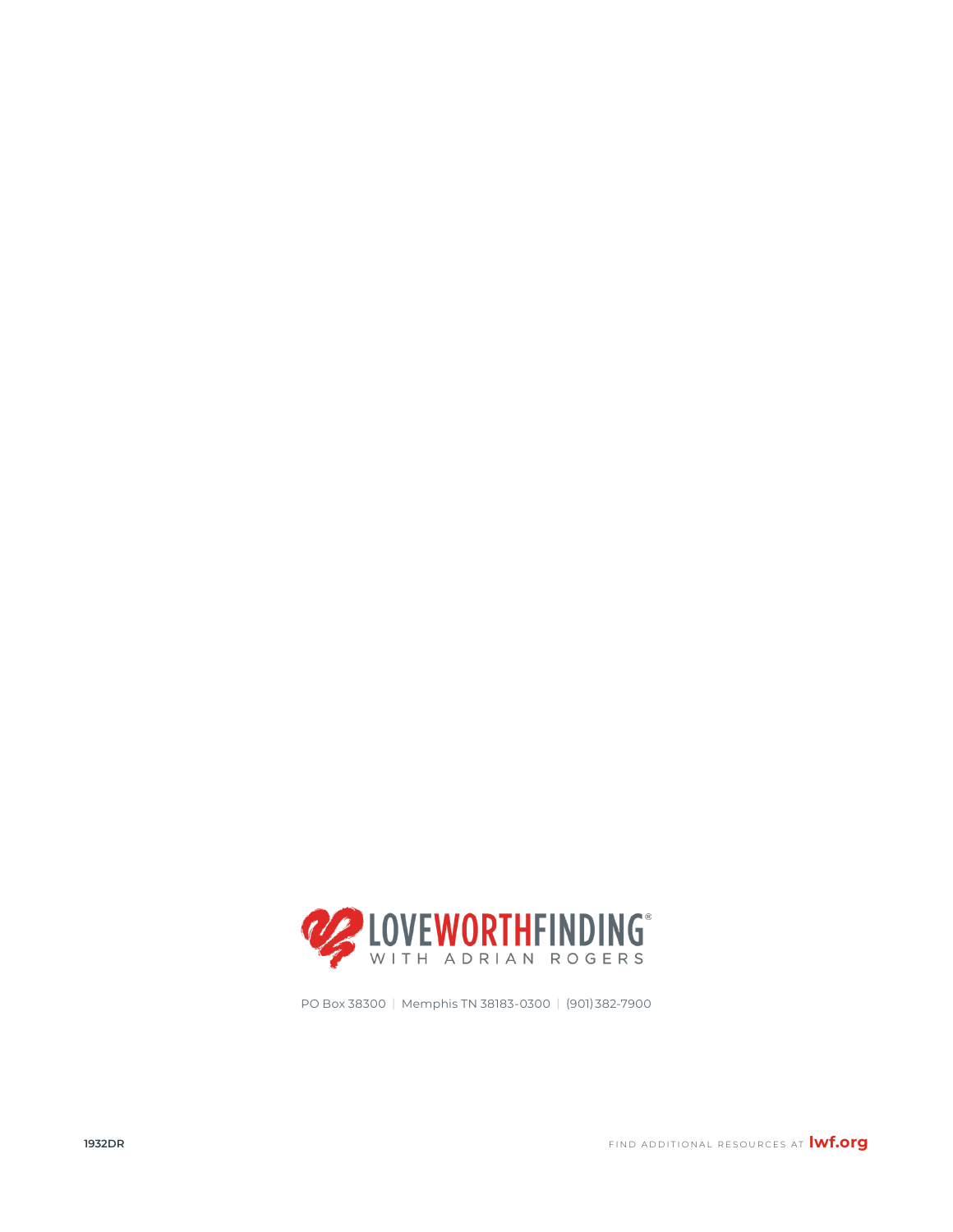LOVEWORTHFINDING®
WITH ADRIAN ROGERS

PO Box 38300 | Memphis TN 38183-0300 | (901) 382-7900

1932DR

FIND ADDITIONAL RESOURCES AT **lwf.org**